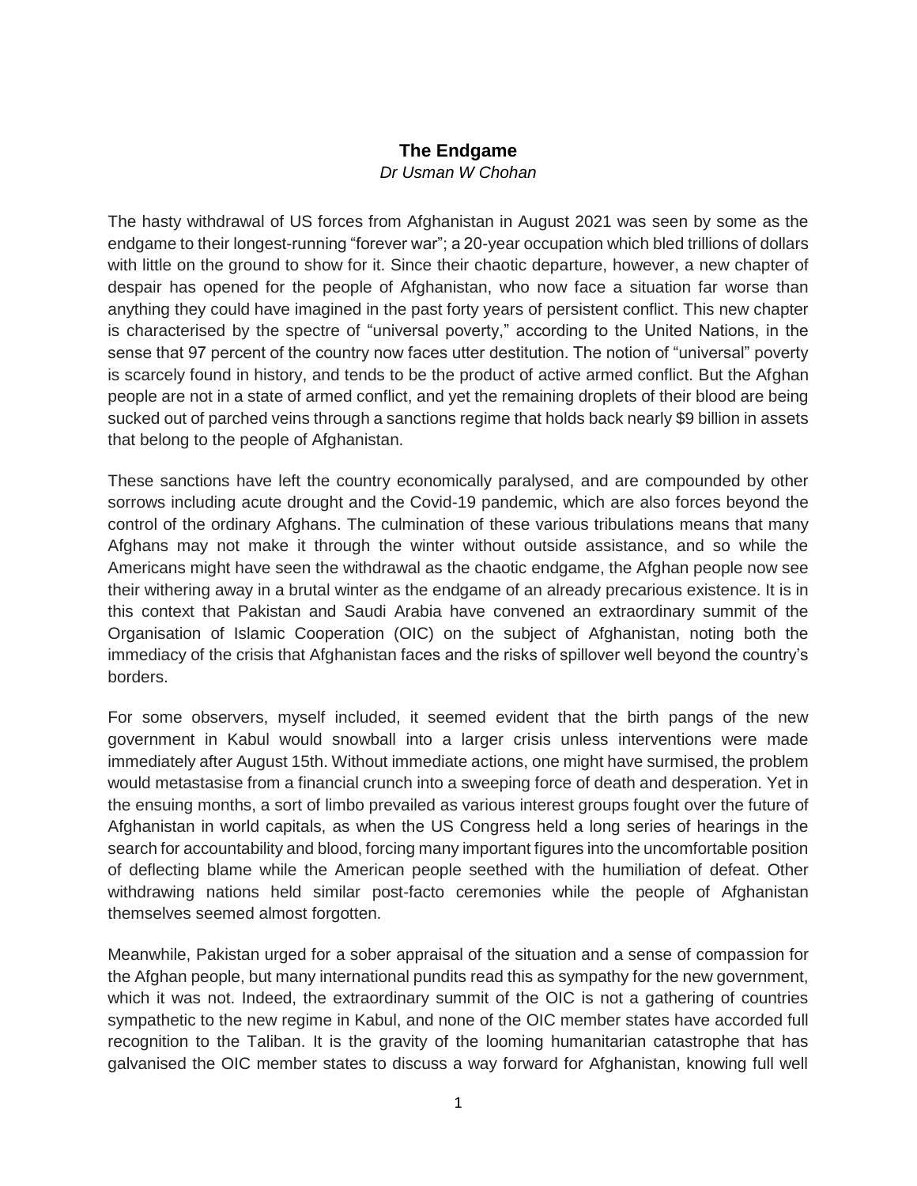# The Endgame

*Dr Usman W Chohan*

The hasty withdrawal of US forces from Afghanistan in August 2021 was seen by some as the endgame to their longest-running "forever war"; a 20-year occupation which bled trillions of dollars with little on the ground to show for it. Since their chaotic departure, however, a new chapter of despair has opened for the people of Afghanistan, who now face a situation far worse than anything they could have imagined in the past forty years of persistent conflict. This new chapter is characterised by the spectre of "universal poverty," according to the United Nations, in the sense that 97 percent of the country now faces utter destitution. The notion of "universal" poverty is scarcely found in history, and tends to be the product of active armed conflict. But the Afghan people are not in a state of armed conflict, and yet the remaining droplets of their blood are being sucked out of parched veins through a sanctions regime that holds back nearly $9 billion in assets that belong to the people of Afghanistan.

These sanctions have left the country economically paralysed, and are compounded by other sorrows including acute drought and the Covid-19 pandemic, which are also forces beyond the control of the ordinary Afghans. The culmination of these various tribulations means that many Afghans may not make it through the winter without outside assistance, and so while the Americans might have seen the withdrawal as the chaotic endgame, the Afghan people now see their withering away in a brutal winter as the endgame of an already precarious existence. It is in this context that Pakistan and Saudi Arabia have convened an extraordinary summit of the Organisation of Islamic Cooperation (OIC) on the subject of Afghanistan, noting both the immediacy of the crisis that Afghanistan faces and the risks of spillover well beyond the country's borders.

For some observers, myself included, it seemed evident that the birth pangs of the new government in Kabul would snowball into a larger crisis unless interventions were made immediately after August 15th. Without immediate actions, one might have surmised, the problem would metastasise from a financial crunch into a sweeping force of death and desperation. Yet in the ensuing months, a sort of limbo prevailed as various interest groups fought over the future of Afghanistan in world capitals, as when the US Congress held a long series of hearings in the search for accountability and blood, forcing many important figures into the uncomfortable position of deflecting blame while the American people seethed with the humiliation of defeat. Other withdrawing nations held similar post-facto ceremonies while the people of Afghanistan themselves seemed almost forgotten.

Meanwhile, Pakistan urged for a sober appraisal of the situation and a sense of compassion for the Afghan people, but many international pundits read this as sympathy for the new government, which it was not. Indeed, the extraordinary summit of the OIC is not a gathering of countries sympathetic to the new regime in Kabul, and none of the OIC member states have accorded full recognition to the Taliban. It is the gravity of the looming humanitarian catastrophe that has galvanised the OIC member states to discuss a way forward for Afghanistan, knowing full well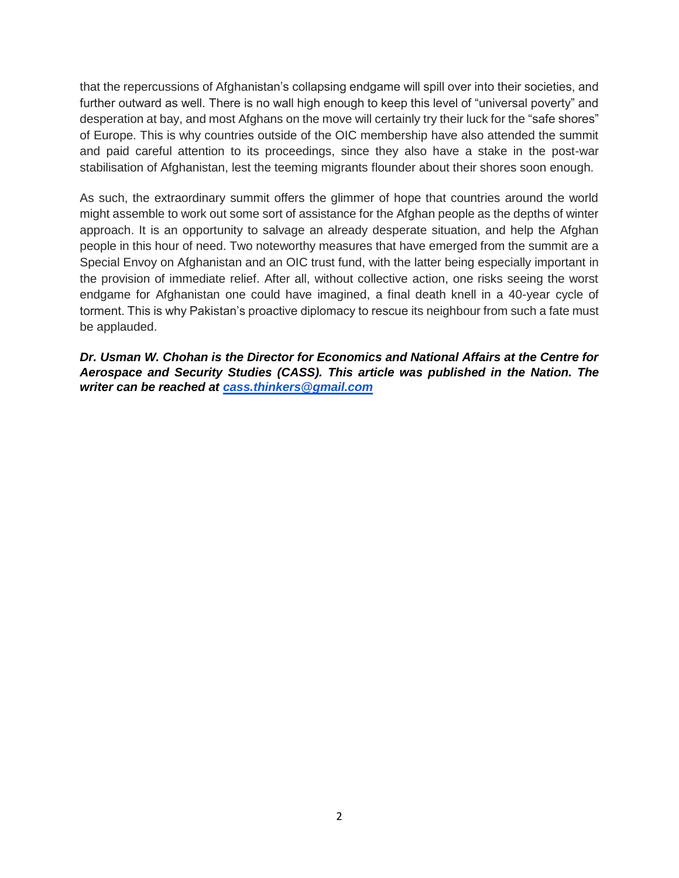that the repercussions of Afghanistan's collapsing endgame will spill over into their societies, and further outward as well. There is no wall high enough to keep this level of "universal poverty" and desperation at bay, and most Afghans on the move will certainly try their luck for the "safe shores" of Europe. This is why countries outside of the OIC membership have also attended the summit and paid careful attention to its proceedings, since they also have a stake in the post-war stabilisation of Afghanistan, lest the teeming migrants flounder about their shores soon enough.

As such, the extraordinary summit offers the glimmer of hope that countries around the world might assemble to work out some sort of assistance for the Afghan people as the depths of winter approach. It is an opportunity to salvage an already desperate situation, and help the Afghan people in this hour of need. Two noteworthy measures that have emerged from the summit are a Special Envoy on Afghanistan and an OIC trust fund, with the latter being especially important in the provision of immediate relief. After all, without collective action, one risks seeing the worst endgame for Afghanistan one could have imagined, a final death knell in a 40-year cycle of torment. This is why Pakistan's proactive diplomacy to rescue its neighbour from such a fate must be applauded.

***Dr. Usman W. Chohan is the Director for Economics and National Affairs at the Centre for Aerospace and Security Studies (CASS). This article was published in the Nation. The writer can be reached at [cass.thinkers@gmail.com](mailto:cass.thinkers@gmail.com)***